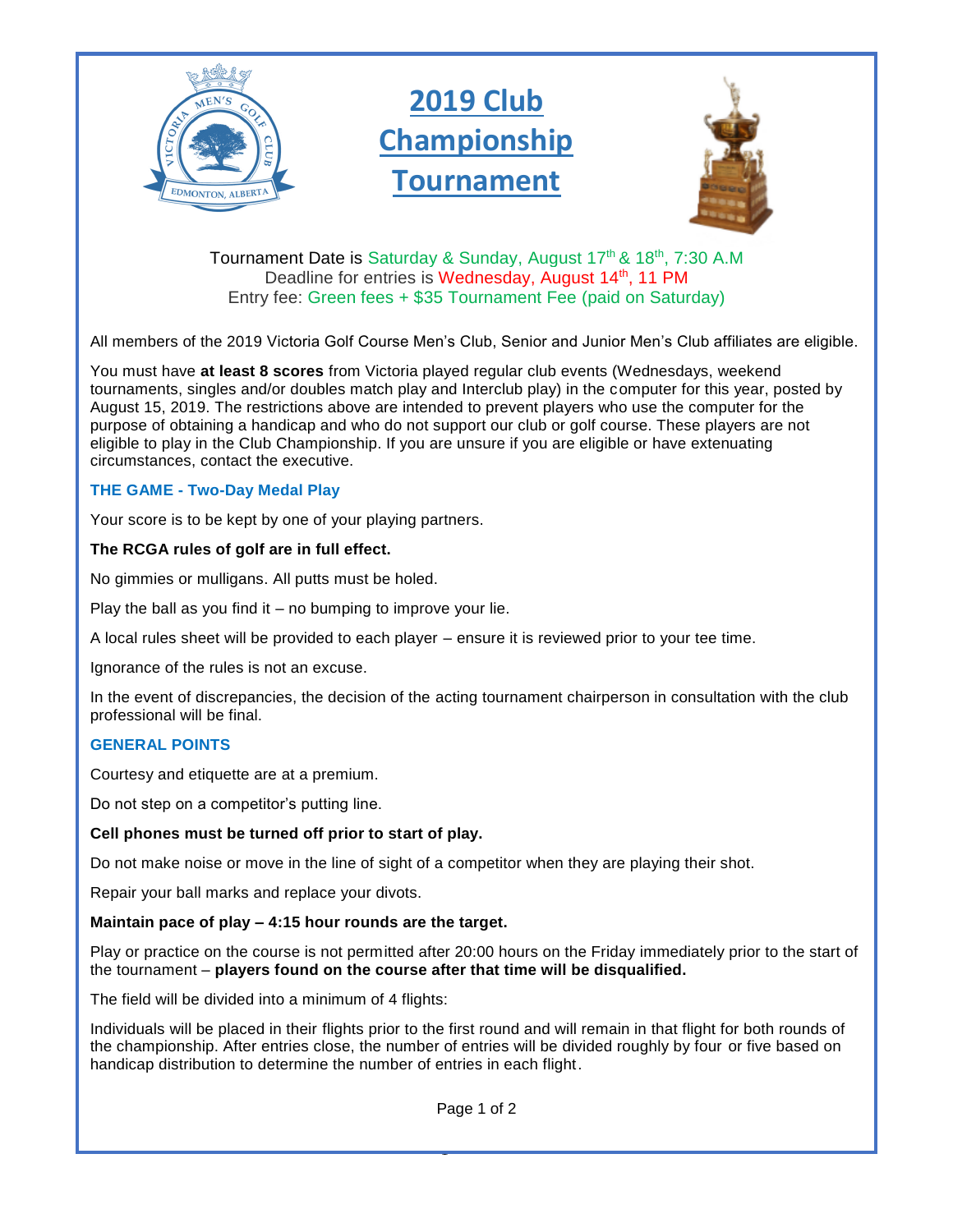# 2019 Club Championship Tournament

Tournament Date is Saturday & Sunday, August 17th & 18th, 7:30 A.M
Deadline for entries is Wednesday, August 14th, 11 PM
Entry fee: Green fees + $35 Tournament Fee (paid on Saturday)

All members of the 2019 Victoria Golf Course Men's Club, Senior and Junior Men's Club affiliates are eligible.

You must have **at least 8 scores** from Victoria played regular club events (Wednesdays, weekend tournaments, singles and/or doubles match play and Interclub play) in the computer for this year, posted by August 15, 2019. The restrictions above are intended to prevent players who use the computer for the purpose of obtaining a handicap and who do not support our club or golf course. These players are not eligible to play in the Club Championship. If you are unsure if you are eligible or have extenuating circumstances, contact the executive.

### THE GAME - Two-Day Medal Play

Your score is to be kept by one of your playing partners.

**The RCGA rules of golf are in full effect.**

No gimmies or mulligans. All putts must be holed.

Play the ball as you find it – no bumping to improve your lie.

A local rules sheet will be provided to each player – ensure it is reviewed prior to your tee time.

Ignorance of the rules is not an excuse.

In the event of discrepancies, the decision of the acting tournament chairperson in consultation with the club professional will be final.

### GENERAL POINTS

Courtesy and etiquette are at a premium.

Do not step on a competitor's putting line.

**Cell phones must be turned off prior to start of play.**

Do not make noise or move in the line of sight of a competitor when they are playing their shot.

Repair your ball marks and replace your divots.

**Maintain pace of play – 4:15 hour rounds are the target.**

Play or practice on the course is not permitted after 20:00 hours on the Friday immediately prior to the start of the tournament – **players found on the course after that time will be disqualified.**

The field will be divided into a minimum of 4 flights:

Individuals will be placed in their flights prior to the first round and will remain in that flight for both rounds of the championship. After entries close, the number of entries will be divided roughly by four or five based on handicap distribution to determine the number of entries in each flight.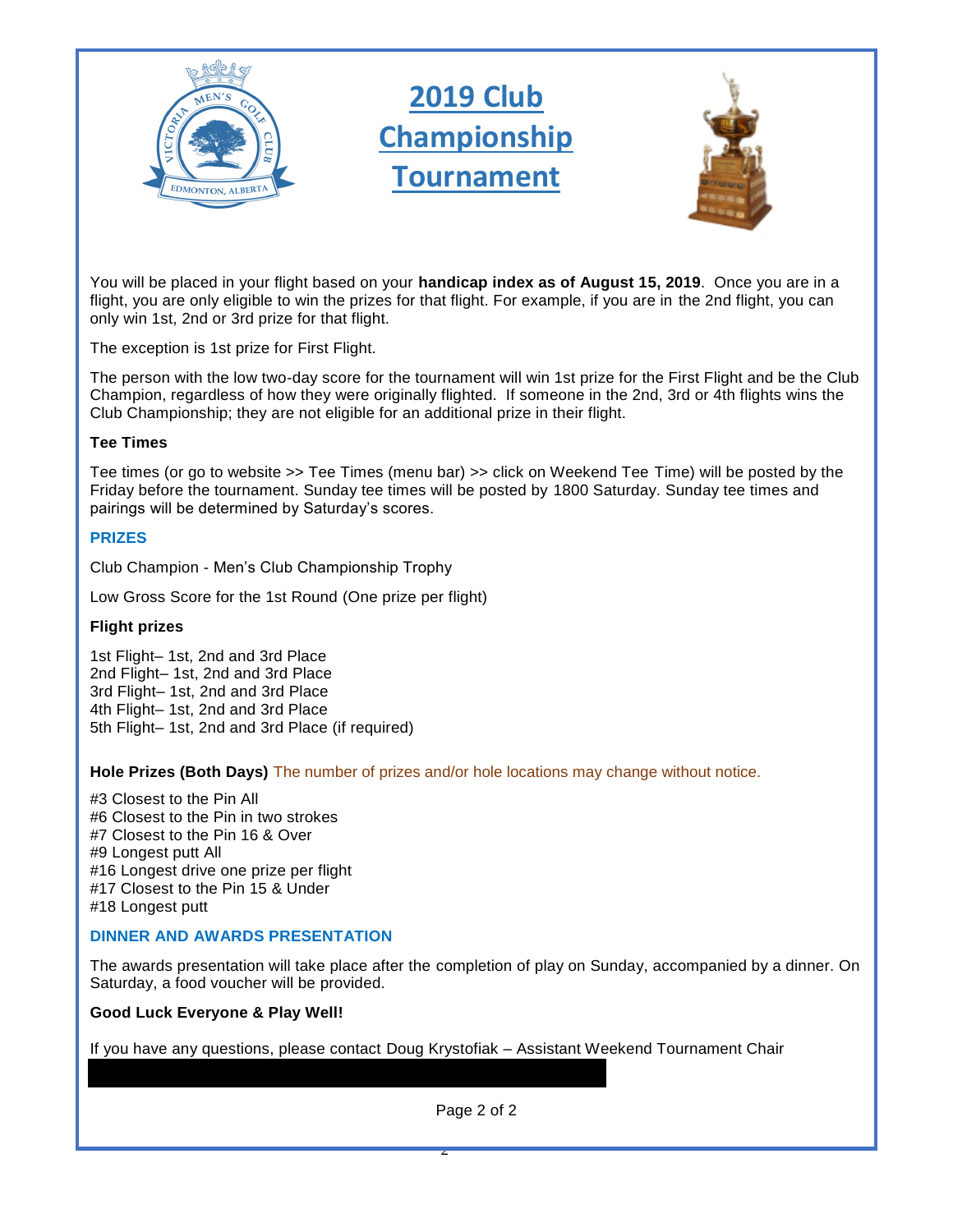# 2019 Club Championship Tournament

You will be placed in your flight based on your **handicap index as of August 15, 2019**. Once you are in a flight, you are only eligible to win the prizes for that flight. For example, if you are in the 2nd flight, you can only win 1st, 2nd or 3rd prize for that flight.

The exception is 1st prize for First Flight.

The person with the low two-day score for the tournament will win 1st prize for the First Flight and be the Club Champion, regardless of how they were originally flighted. If someone in the 2nd, 3rd or 4th flights wins the Club Championship; they are not eligible for an additional prize in their flight.

**Tee Times**

Tee times (or go to website >> Tee Times (menu bar) >> click on Weekend Tee Time) will be posted by the Friday before the tournament. Sunday tee times will be posted by 1800 Saturday. Sunday tee times and pairings will be determined by Saturday's scores.

## PRIZES

Club Champion - Men's Club Championship Trophy

Low Gross Score for the 1st Round (One prize per flight)

**Flight prizes**

1st Flight– 1st, 2nd and 3rd Place
2nd Flight– 1st, 2nd and 3rd Place
3rd Flight– 1st, 2nd and 3rd Place
4th Flight– 1st, 2nd and 3rd Place
5th Flight– 1st, 2nd and 3rd Place (if required)

**Hole Prizes (Both Days)** The number of prizes and/or hole locations may change without notice.

#3 Closest to the Pin All
#6 Closest to the Pin in two strokes
#7 Closest to the Pin 16 & Over
#9 Longest putt All
#16 Longest drive one prize per flight
#17 Closest to the Pin 15 & Under
#18 Longest putt

## DINNER AND AWARDS PRESENTATION

The awards presentation will take place after the completion of play on Sunday, accompanied by a dinner. On Saturday, a food voucher will be provided.

**Good Luck Everyone & Play Well!**

If you have any questions, please contact Doug Krystofiak – Assistant Weekend Tournament Chair